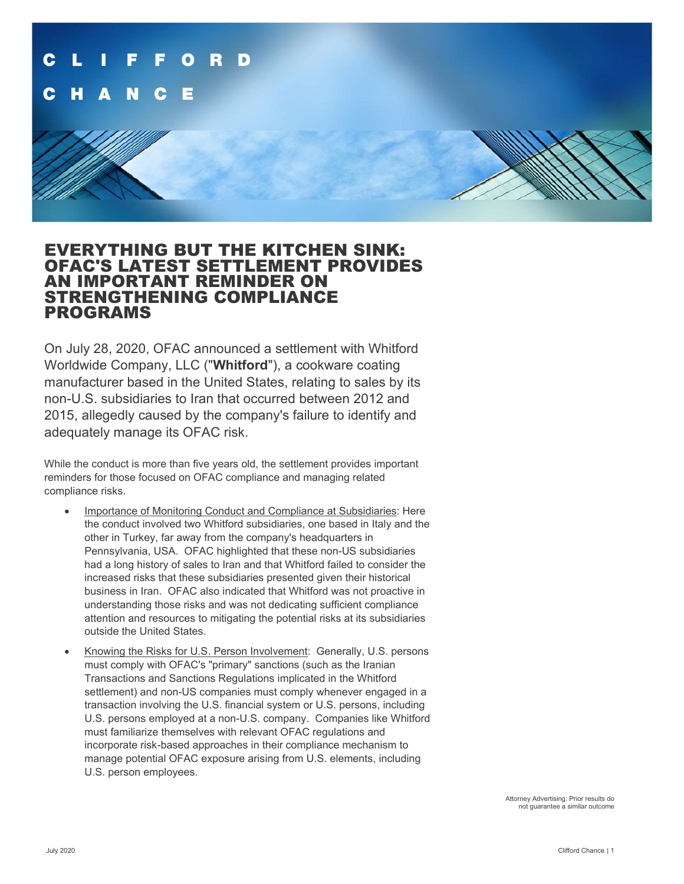# EVERYTHING BUT THE KITCHEN SINK: OFAC'S LATEST SETTLEMENT PROVIDES AN IMPORTANT REMINDER ON STRENGTHENING COMPLIANCE PROGRAMS

On July 28, 2020, OFAC announced a settlement with Whitford Worldwide Company, LLC ("**Whitford**"), a cookware coating manufacturer based in the United States, relating to sales by its non-U.S. subsidiaries to Iran that occurred between 2012 and 2015, allegedly caused by the company's failure to identify and adequately manage its OFAC risk.

While the conduct is more than five years old, the settlement provides important reminders for those focused on OFAC compliance and managing related compliance risks.

- Importance of Monitoring Conduct and Compliance at Subsidiaries: Here the conduct involved two Whitford subsidiaries, one based in Italy and the other in Turkey, far away from the company's headquarters in Pennsylvania, USA. OFAC highlighted that these non-US subsidiaries had a long history of sales to Iran and that Whitford failed to consider the increased risks that these subsidiaries presented given their historical business in Iran. OFAC also indicated that Whitford was not proactive in understanding those risks and was not dedicating sufficient compliance attention and resources to mitigating the potential risks at its subsidiaries outside the United States.
- Knowing the Risks for U.S. Person Involvement: Generally, U.S. persons must comply with OFAC's "primary" sanctions (such as the Iranian Transactions and Sanctions Regulations implicated in the Whitford settlement) and non-US companies must comply whenever engaged in a transaction involving the U.S. financial system or U.S. persons, including U.S. persons employed at a non-U.S. company. Companies like Whitford must familiarize themselves with relevant OFAC regulations and incorporate risk-based approaches in their compliance mechanism to manage potential OFAC exposure arising from U.S. elements, including U.S. person employees.

Attorney Advertising: Prior results do not guarantee a similar outcome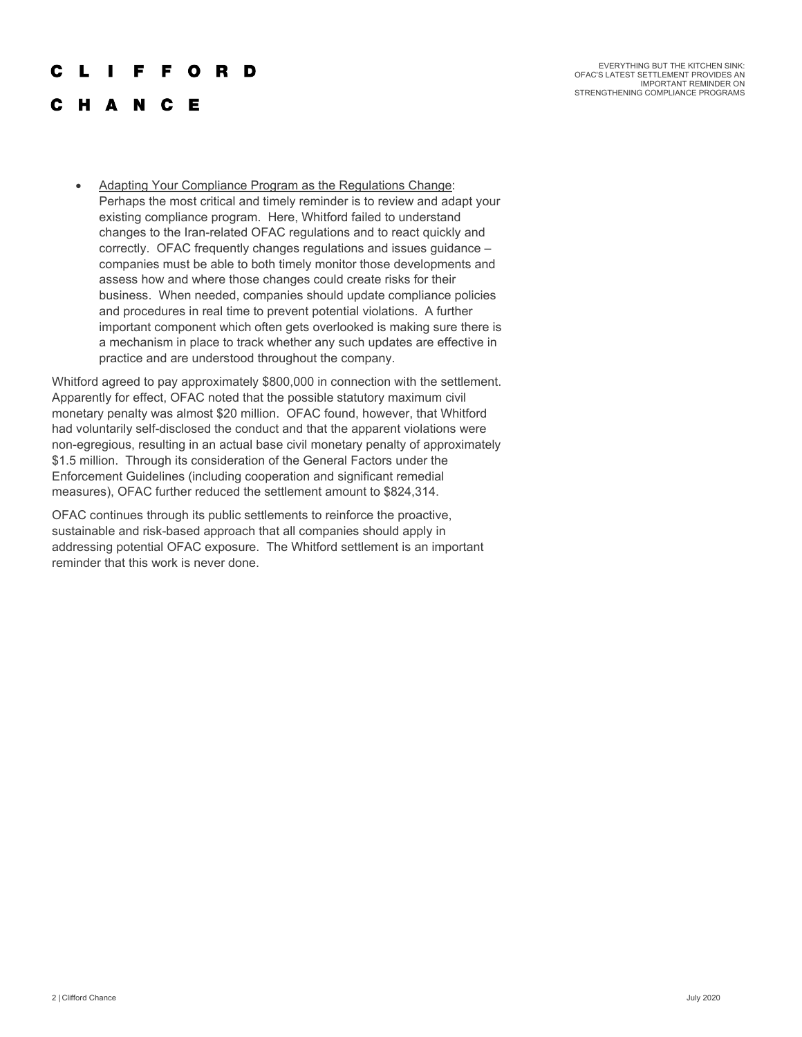- Adapting Your Compliance Program as the Regulations Change: Perhaps the most critical and timely reminder is to review and adapt your existing compliance program. Here, Whitford failed to understand changes to the Iran-related OFAC regulations and to react quickly and correctly. OFAC frequently changes regulations and issues guidance – companies must be able to both timely monitor those developments and assess how and where those changes could create risks for their business. When needed, companies should update compliance policies and procedures in real time to prevent potential violations. A further important component which often gets overlooked is making sure there is a mechanism in place to track whether any such updates are effective in practice and are understood throughout the company.

Whitford agreed to pay approximately $800,000 in connection with the settlement. Apparently for effect, OFAC noted that the possible statutory maximum civil monetary penalty was almost $20 million. OFAC found, however, that Whitford had voluntarily self-disclosed the conduct and that the apparent violations were non-egregious, resulting in an actual base civil monetary penalty of approximately $1.5 million. Through its consideration of the General Factors under the Enforcement Guidelines (including cooperation and significant remedial measures), OFAC further reduced the settlement amount to $824,314.

OFAC continues through its public settlements to reinforce the proactive, sustainable and risk-based approach that all companies should apply in addressing potential OFAC exposure. The Whitford settlement is an important reminder that this work is never done.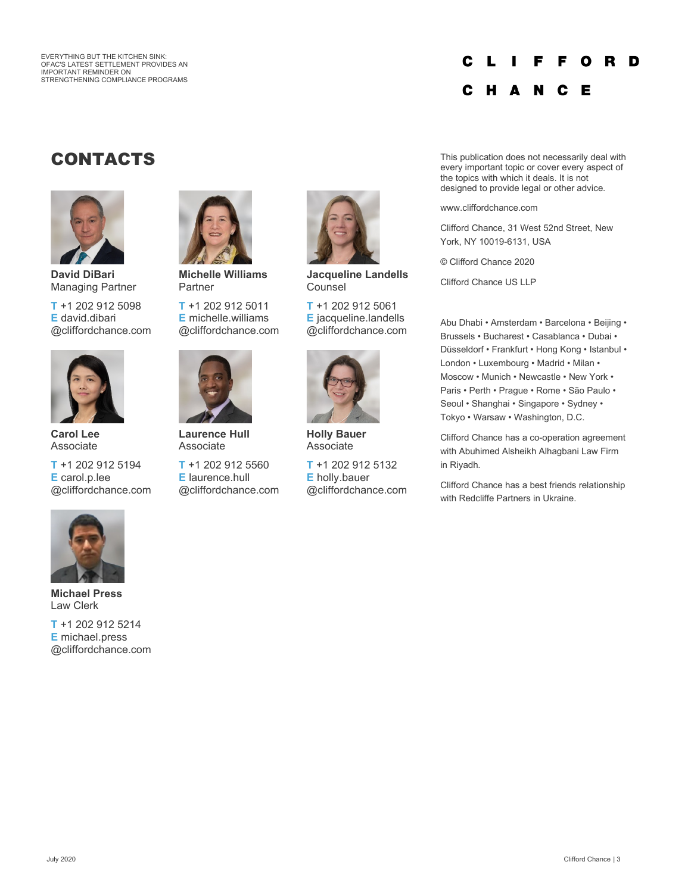## CONTACTS

**David DiBari**
Managing Partner

T +1 202 912 5098
E david.dibari@cliffordchance.com

**Michelle Williams**
Partner

T +1 202 912 5011
E michelle.williams@cliffordchance.com

**Jacqueline Landells**
Counsel

T +1 202 912 5061
E jacqueline.landells@cliffordchance.com

**Carol Lee**
Associate

T +1 202 912 5194
E carol.p.lee@cliffordchance.com

**Laurence Hull**
Associate

T +1 202 912 5560
E laurence.hull@cliffordchance.com

**Holly Bauer**
Associate

T +1 202 912 5132
E holly.bauer@cliffordchance.com

**Michael Press**
Law Clerk

T +1 202 912 5214
E michael.press@cliffordchance.com

This publication does not necessarily deal with every important topic or cover every aspect of the topics with which it deals. It is not designed to provide legal or other advice.

www.cliffordchance.com

Clifford Chance, 31 West 52nd Street, New York, NY 10019-6131, USA

© Clifford Chance 2020

Clifford Chance US LLP

Abu Dhabi • Amsterdam • Barcelona • Beijing • Brussels • Bucharest • Casablanca • Dubai • Düsseldorf • Frankfurt • Hong Kong • Istanbul • London • Luxembourg • Madrid • Milan • Moscow • Munich • Newcastle • New York • Paris • Perth • Prague • Rome • São Paulo • Seoul • Shanghai • Singapore • Sydney • Tokyo • Warsaw • Washington, D.C.

Clifford Chance has a co-operation agreement with Abuhimed Alsheikh Alhagbani Law Firm in Riyadh.

Clifford Chance has a best friends relationship with Redcliffe Partners in Ukraine.